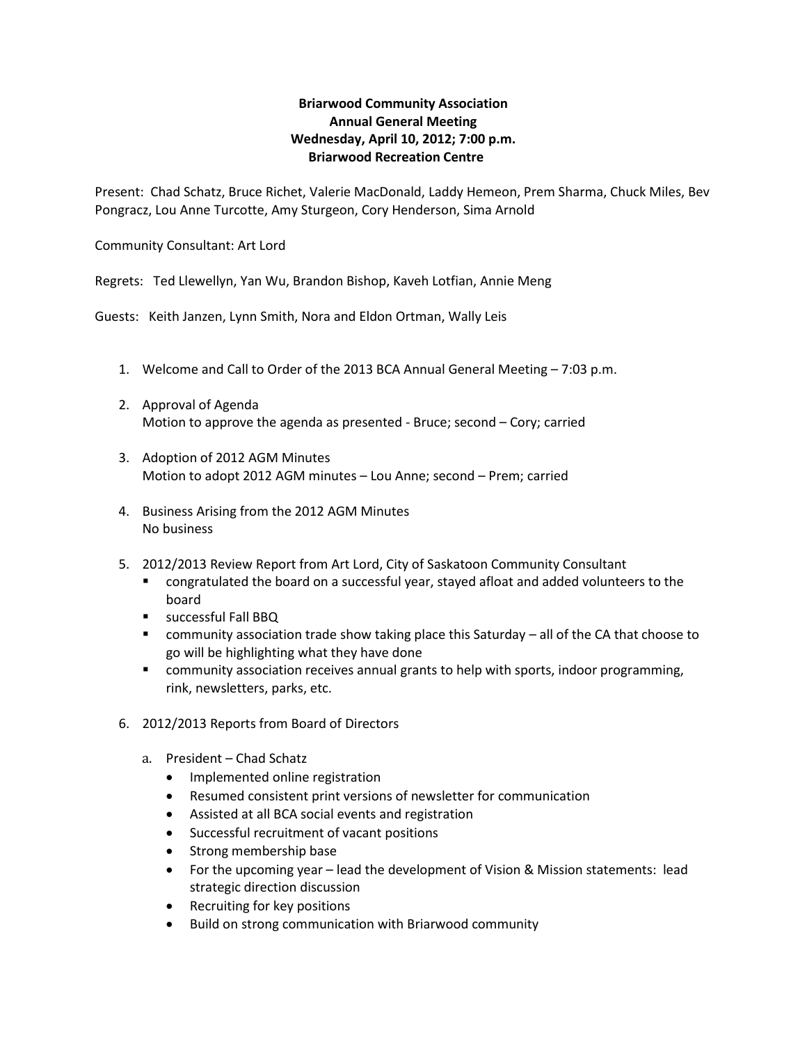**Briarwood Community Association**
**Annual General Meeting**
**Wednesday, April 10, 2012; 7:00 p.m.**
**Briarwood Recreation Centre**

Present: Chad Schatz, Bruce Richet, Valerie MacDonald, Laddy Hemeon, Prem Sharma, Chuck Miles, Bev Pongracz, Lou Anne Turcotte, Amy Sturgeon, Cory Henderson, Sima Arnold

Community Consultant: Art Lord

Regrets: Ted Llewellyn, Yan Wu, Brandon Bishop, Kaveh Lotfian, Annie Meng

Guests: Keith Janzen, Lynn Smith, Nora and Eldon Ortman, Wally Leis

1. Welcome and Call to Order of the 2013 BCA Annual General Meeting – 7:03 p.m.

2. Approval of Agenda
   Motion to approve the agenda as presented - Bruce; second – Cory; carried

3. Adoption of 2012 AGM Minutes
   Motion to adopt 2012 AGM minutes – Lou Anne; second – Prem; carried

4. Business Arising from the 2012 AGM Minutes
   No business

5. 2012/2013 Review Report from Art Lord, City of Saskatoon Community Consultant
   - congratulated the board on a successful year, stayed afloat and added volunteers to the board
   - successful Fall BBQ
   - community association trade show taking place this Saturday – all of the CA that choose to go will be highlighting what they have done
   - community association receives annual grants to help with sports, indoor programming, rink, newsletters, parks, etc.

6. 2012/2013 Reports from Board of Directors

   a. President – Chad Schatz
      - Implemented online registration
      - Resumed consistent print versions of newsletter for communication
      - Assisted at all BCA social events and registration
      - Successful recruitment of vacant positions
      - Strong membership base
      - For the upcoming year – lead the development of Vision & Mission statements: lead strategic direction discussion
      - Recruiting for key positions
      - Build on strong communication with Briarwood community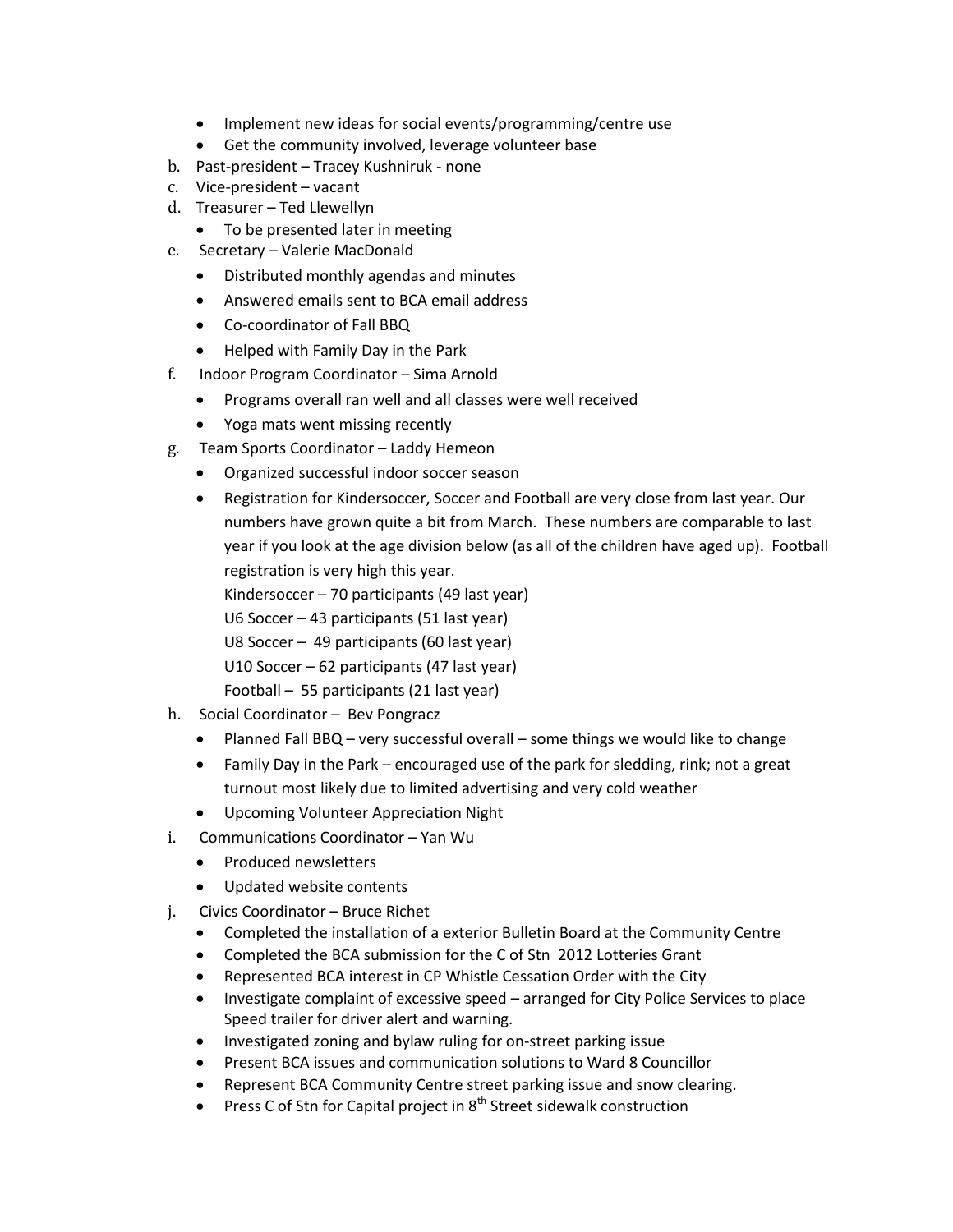- Implement new ideas for social events/programming/centre use
- Get the community involved, leverage volunteer base

b. Past-president – Tracey Kushniruk - none

c. Vice-president – vacant

d. Treasurer – Ted Llewellyn
   - To be presented later in meeting

e. Secretary – Valerie MacDonald
   - Distributed monthly agendas and minutes
   - Answered emails sent to BCA email address
   - Co-coordinator of Fall BBQ
   - Helped with Family Day in the Park

f. Indoor Program Coordinator – Sima Arnold
   - Programs overall ran well and all classes were well received
   - Yoga mats went missing recently

g. Team Sports Coordinator – Laddy Hemeon
   - Organized successful indoor soccer season
   - Registration for Kindersoccer, Soccer and Football are very close from last year. Our numbers have grown quite a bit from March. These numbers are comparable to last year if you look at the age division below (as all of the children have aged up). Football registration is very high this year.
     Kindersoccer – 70 participants (49 last year)
     U6 Soccer – 43 participants (51 last year)
     U8 Soccer – 49 participants (60 last year)
     U10 Soccer – 62 participants (47 last year)
     Football – 55 participants (21 last year)

h. Social Coordinator – Bev Pongracz
   - Planned Fall BBQ – very successful overall – some things we would like to change
   - Family Day in the Park – encouraged use of the park for sledding, rink; not a great turnout most likely due to limited advertising and very cold weather
   - Upcoming Volunteer Appreciation Night

i. Communications Coordinator – Yan Wu
   - Produced newsletters
   - Updated website contents

j. Civics Coordinator – Bruce Richet
   - Completed the installation of a exterior Bulletin Board at the Community Centre
   - Completed the BCA submission for the C of Stn 2012 Lotteries Grant
   - Represented BCA interest in CP Whistle Cessation Order with the City
   - Investigate complaint of excessive speed – arranged for City Police Services to place Speed trailer for driver alert and warning.
   - Investigated zoning and bylaw ruling for on-street parking issue
   - Present BCA issues and communication solutions to Ward 8 Councillor
   - Represent BCA Community Centre street parking issue and snow clearing.
   - Press C of Stn for Capital project in 8th Street sidewalk construction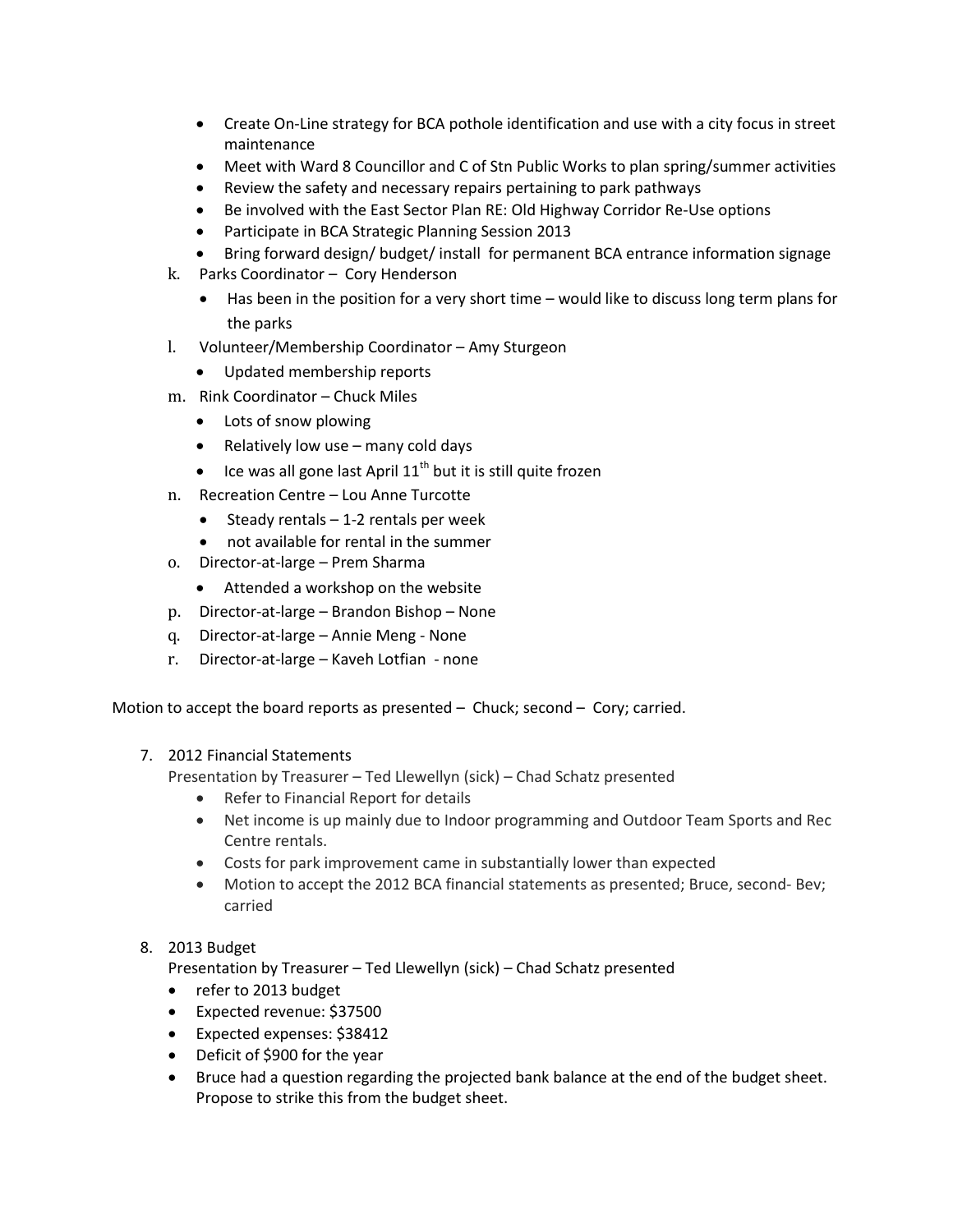- Create On-Line strategy for BCA pothole identification and use with a city focus in street maintenance
- Meet with Ward 8 Councillor and C of Stn Public Works to plan spring/summer activities
- Review the safety and necessary repairs pertaining to park pathways
- Be involved with the East Sector Plan RE: Old Highway Corridor Re-Use options
- Participate in BCA Strategic Planning Session 2013
- Bring forward design/ budget/ install for permanent BCA entrance information signage

k. Parks Coordinator – Cory Henderson
   - Has been in the position for a very short time – would like to discuss long term plans for the parks

l. Volunteer/Membership Coordinator – Amy Sturgeon
   - Updated membership reports

m. Rink Coordinator – Chuck Miles
   - Lots of snow plowing
   - Relatively low use – many cold days
   - Ice was all gone last April 11th but it is still quite frozen

n. Recreation Centre – Lou Anne Turcotte
   - Steady rentals – 1-2 rentals per week
   - not available for rental in the summer

o. Director-at-large – Prem Sharma
   - Attended a workshop on the website

p. Director-at-large – Brandon Bishop – None

q. Director-at-large – Annie Meng - None

r. Director-at-large – Kaveh Lotfian - none

Motion to accept the board reports as presented – Chuck; second – Cory; carried.

7. 2012 Financial Statements
   Presentation by Treasurer – Ted Llewellyn (sick) – Chad Schatz presented
   - Refer to Financial Report for details
   - Net income is up mainly due to Indoor programming and Outdoor Team Sports and Rec Centre rentals.
   - Costs for park improvement came in substantially lower than expected
   - Motion to accept the 2012 BCA financial statements as presented; Bruce, second- Bev; carried

8. 2013 Budget
   Presentation by Treasurer – Ted Llewellyn (sick) – Chad Schatz presented
   - refer to 2013 budget
   - Expected revenue: $37500
   - Expected expenses: $38412
   - Deficit of $900 for the year
   - Bruce had a question regarding the projected bank balance at the end of the budget sheet. Propose to strike this from the budget sheet.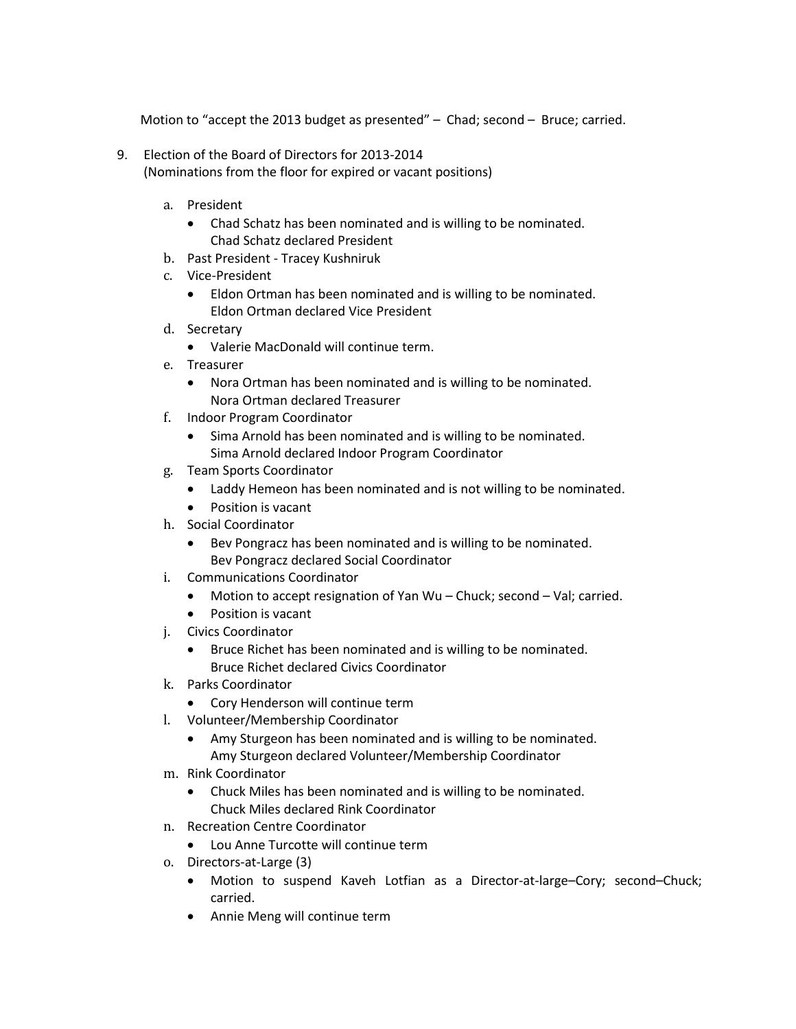Motion to "accept the 2013 budget as presented" – Chad; second – Bruce; carried.

9. Election of the Board of Directors for 2013-2014
   (Nominations from the floor for expired or vacant positions)

   a. President
      - Chad Schatz has been nominated and is willing to be nominated.
        Chad Schatz declared President
   b. Past President - Tracey Kushniruk
   c. Vice-President
      - Eldon Ortman has been nominated and is willing to be nominated.
        Eldon Ortman declared Vice President
   d. Secretary
      - Valerie MacDonald will continue term.
   e. Treasurer
      - Nora Ortman has been nominated and is willing to be nominated.
        Nora Ortman declared Treasurer
   f. Indoor Program Coordinator
      - Sima Arnold has been nominated and is willing to be nominated.
        Sima Arnold declared Indoor Program Coordinator
   g. Team Sports Coordinator
      - Laddy Hemeon has been nominated and is not willing to be nominated.
      - Position is vacant
   h. Social Coordinator
      - Bev Pongracz has been nominated and is willing to be nominated.
        Bev Pongracz declared Social Coordinator
   i. Communications Coordinator
      - Motion to accept resignation of Yan Wu – Chuck; second – Val; carried.
      - Position is vacant
   j. Civics Coordinator
      - Bruce Richet has been nominated and is willing to be nominated.
        Bruce Richet declared Civics Coordinator
   k. Parks Coordinator
      - Cory Henderson will continue term
   l. Volunteer/Membership Coordinator
      - Amy Sturgeon has been nominated and is willing to be nominated.
        Amy Sturgeon declared Volunteer/Membership Coordinator
   m. Rink Coordinator
      - Chuck Miles has been nominated and is willing to be nominated.
        Chuck Miles declared Rink Coordinator
   n. Recreation Centre Coordinator
      - Lou Anne Turcotte will continue term
   o. Directors-at-Large (3)
      - Motion to suspend Kaveh Lotfian as a Director-at-large–Cory; second–Chuck; carried.
      - Annie Meng will continue term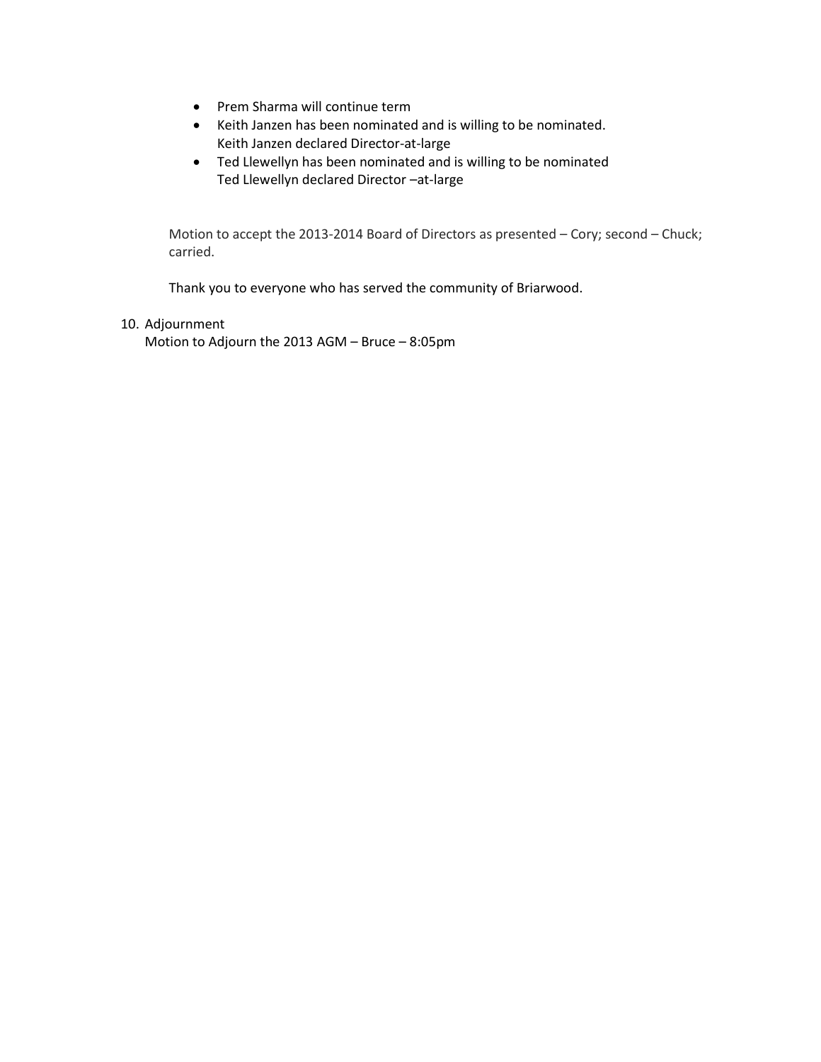- Prem Sharma will continue term
- Keith Janzen has been nominated and is willing to be nominated.
  Keith Janzen declared Director-at-large
- Ted Llewellyn has been nominated and is willing to be nominated
  Ted Llewellyn declared Director –at-large

Motion to accept the 2013-2014 Board of Directors as presented – Cory; second – Chuck; carried.

Thank you to everyone who has served the community of Briarwood.

10. Adjournment
    Motion to Adjourn the 2013 AGM – Bruce – 8:05pm